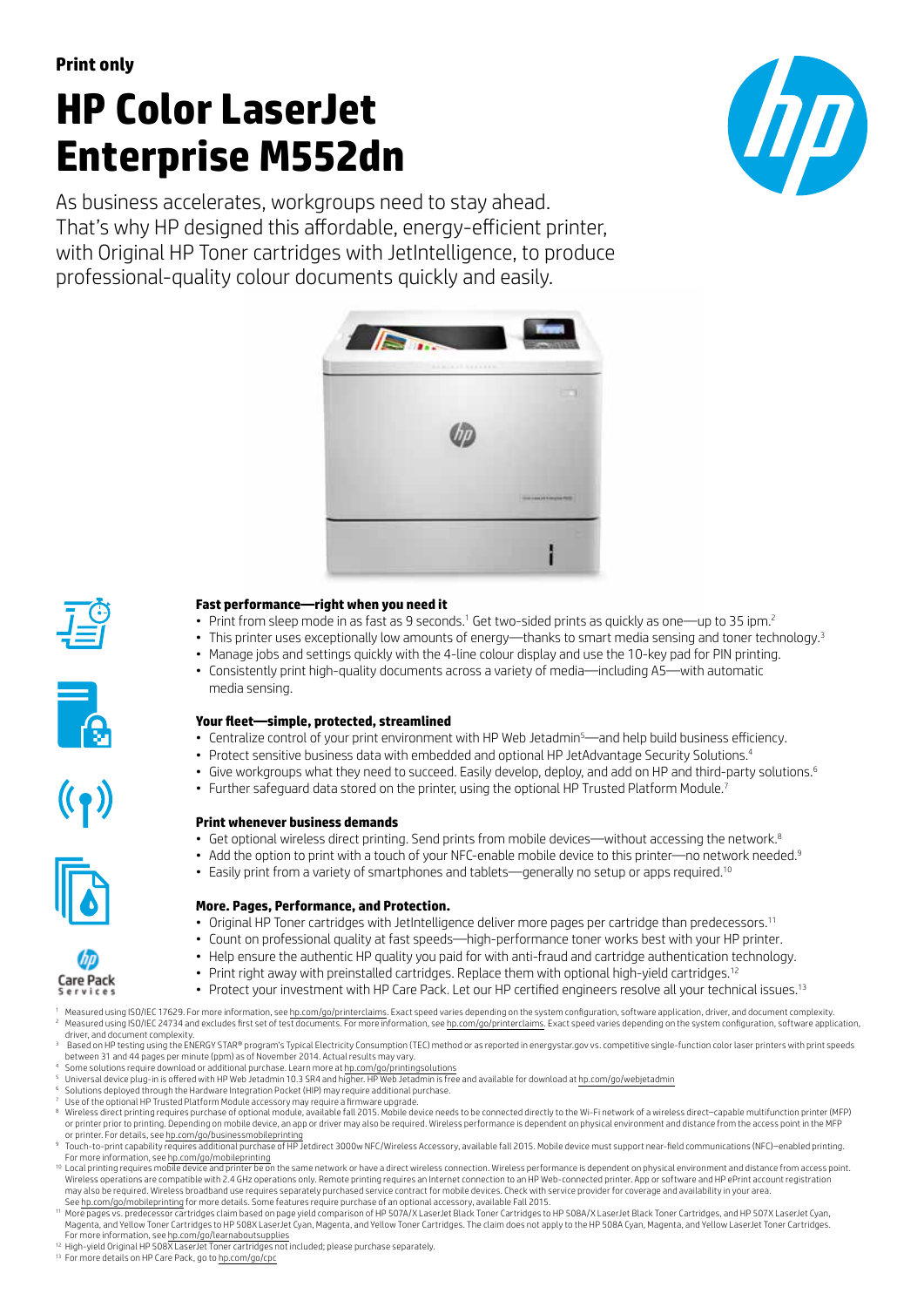**Print only**

# HP Color LaserJet Enterprise M552dn

As business accelerates, workgroups need to stay ahead. That's why HP designed this affordable, energy-efficient printer, with Original HP Toner cartridges with JetIntelligence, to produce professional-quality colour documents quickly and easily.

### Fast performance—right when you need it

- Print from sleep mode in as fast as 9 seconds.[1] Get two-sided prints as quickly as one—up to 35 ipm.[2]
- This printer uses exceptionally low amounts of energy—thanks to smart media sensing and toner technology.[3]
- Manage jobs and settings quickly with the 4-line colour display and use the 10-key pad for PIN printing.
- Consistently print high-quality documents across a variety of media—including A5—with automatic media sensing.

### Your fleet—simple, protected, streamlined

- Centralize control of your print environment with HP Web Jetadmin[5]—and help build business efficiency.
- Protect sensitive business data with embedded and optional HP JetAdvantage Security Solutions.[4]
- Give workgroups what they need to succeed. Easily develop, deploy, and add on HP and third-party solutions.[6]
- Further safeguard data stored on the printer, using the optional HP Trusted Platform Module.[7]

### Print whenever business demands

- Get optional wireless direct printing. Send prints from mobile devices—without accessing the network.[8]
- Add the option to print with a touch of your NFC-enable mobile device to this printer—no network needed.[9]
- Easily print from a variety of smartphones and tablets—generally no setup or apps required.[10]

### More. Pages, Performance, and Protection.

- Original HP Toner cartridges with JetIntelligence deliver more pages per cartridge than predecessors.[11]
- Count on professional quality at fast speeds—high-performance toner works best with your HP printer.
- Help ensure the authentic HP quality you paid for with anti-fraud and cartridge authentication technology.
- Print right away with preinstalled cartridges. Replace them with optional high-yield cartridges.[12]
- Protect your investment with HP Care Pack. Let our HP certified engineers resolve all your technical issues.[13]

Care Pack Services

[1] Measured using ISO/IEC 17629. For more information, see hp.com/go/printerclaims. Exact speed varies depending on the system configuration, software application, driver, and document complexity.
[2] Measured using ISO/IEC 24734 and excludes first set of test documents. For more information, see hp.com/go/printerclaims. Exact speed varies depending on the system configuration, software application, driver, and document complexity.
[3] Based on HP testing using the ENERGY STAR® program's Typical Electricity Consumption (TEC) method or as reported in energystar.gov vs. competitive single-function color laser printers with print speeds between 31 and 44 pages per minute (ppm) as of November 2014. Actual results may vary.
[4] Some solutions require download or additional purchase. Learn more at hp.com/go/printingsolutions
[5] Universal device plug-in is offered with HP Web Jetadmin 10.3 SR4 and higher. HP Web Jetadmin is free and available for download at hp.com/go/webjetadmin
[6] Solutions deployed through the Hardware Integration Pocket (HIP) may require additional purchase.
[7] Use of the optional HP Trusted Platform Module accessory may require a firmware upgrade.
[8] Wireless direct printing requires purchase of optional module, available fall 2015. Mobile device needs to be connected directly to the Wi-Fi network of a wireless direct–capable multifunction printer (MFP) or printer prior to printing. Depending on mobile device, an app or driver may also be required. Wireless performance is dependent on physical environment and distance from the access point in the MFP or printer. For details, see hp.com/go/businessmobileprinting
[9] Touch-to-print capability requires additional purchase of HP Jetdirect 3000w NFC/Wireless Accessory, available fall 2015. Mobile device must support near-field communications (NFC)–enabled printing. For more information, see hp.com/go/mobileprinting
[10] Local printing requires mobile device and printer be on the same network or have a direct wireless connection. Wireless performance is dependent on physical environment and distance from access point. Wireless operations are compatible with 2.4 GHz operations only. Remote printing requires an Internet connection to an HP Web-connected printer. App or software and HP ePrint account registration may also be required. Wireless broadband use requires separately purchased service contract for mobile devices. Check with service provider for coverage and availability in your area. See hp.com/go/mobileprinting for more details. Some features require purchase of an optional accessory, available Fall 2015.
[11] More pages vs. predecessor cartridges claim based on page yield comparison of HP 507A/X LaserJet Black Toner Cartridges to HP 508A/X LaserJet Black Toner Cartridges, and HP 507X LaserJet Cyan, Magenta, and Yellow Toner Cartridges to HP 508X LaserJet Cyan, Magenta, and Yellow Toner Cartridges. The claim does not apply to the HP 508A Cyan, Magenta, and Yellow LaserJet Toner Cartridges. For more information, see hp.com/go/learnaboutsupplies
[12] High-yield Original HP 508X LaserJet Toner cartridges not included; please purchase separately.
[13] For more details on HP Care Pack, go to hp.com/go/cpc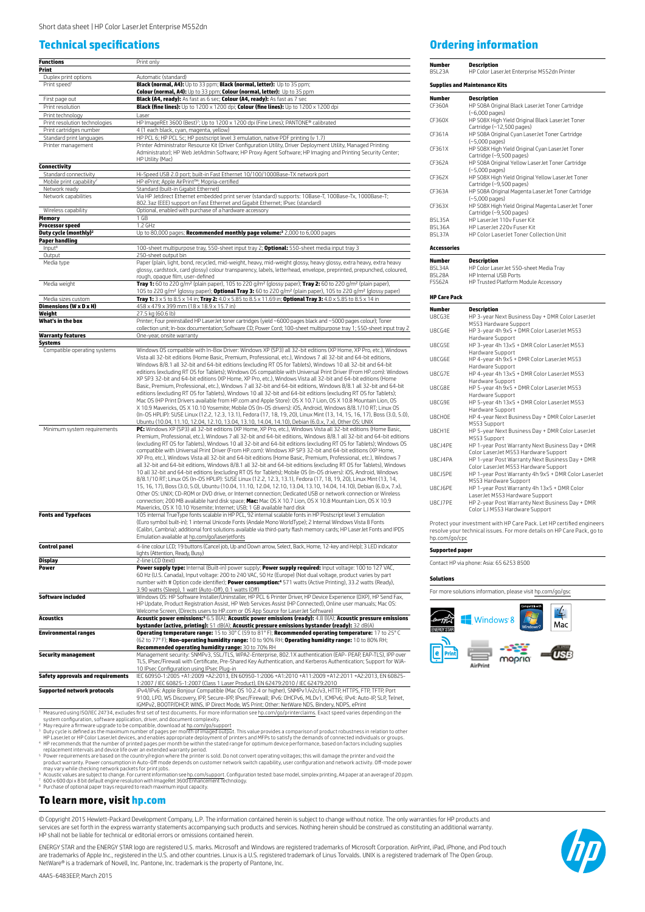## Technical specifications

| | |
|---|---|
| **Functions** | Print only |
| **Print** | |
| Duplex print options | Automatic (standard) |
| Print speed[1] | **Black (normal, A4):** Up to 33 ppm; **Black (normal, letter):** Up to 35 ppm; **Colour (normal, A4):** Up to 33 ppm; **Colour (normal, letter):** Up to 35 ppm |
| First page out | **Black (A4, ready):** As fast as 6 sec; **Colour (A4, ready):** As fast as 7 sec |
| Print resolution | **Black (fine lines):** Up to 1200 x 1200 dpi; **Colour (fine lines):** Up to 1200 x 1200 dpi |
| Print technology | Laser |
| Print resolution technologies | HP ImageREt 3600 (Best)[7]; Up to 1200 x 1200 dpi (Fine Lines); PANTONE® calibrated |
| Print cartridges number | 4 (1 each black, cyan, magenta, yellow) |
| Standard print languages | HP PCL 6; HP PCL 5c; HP postscript level 3 emulation, native PDF printing (v 1.7) |
| Printer management | Printer Administrator Resource Kit (Driver Configuration Utility, Driver Deployment Utility, Managed Printing Administrator); HP Web JetAdmin Software; HP Proxy Agent Software; HP Imaging and Printing Security Center; HP Utility (Mac) |
| **Connectivity** | |
| Standard connectivity | Hi-Speed USB 2.0 port; built-in Fast Ethernet 10/100/1000Base-TX network port |
| Mobile print capability[2] | HP ePrint; Apple AirPrint™; Mopria-certified |
| Network ready | Standard (built-in Gigabit Ethernet) |
| Network capabilities | Via HP Jetdirect Ethernet embedded print server (standard) supports: 10Base-T, 100Base-Tx, 1000Base-T; 802.3az (EEE) support on Fast Ethernet and Gigabit Ethernet; IPsec (standard) |
| Wireless capability | Optional, enabled with purchase of a hardware accessory |
| **Memory** | 1 GB |
| **Processor speed** | 1.2 GHz |
| **Duty cycle (monthly)[3]** | Up to 80,000 pages; **Recommended monthly page volume:**[4] 2,000 to 6,000 pages |
| **Paper handling** | |
| Input[8] | 100-sheet multipurpose tray, 550-sheet input tray 2; **Optional:** 550-sheet media input tray 3 |
| Output | 250-sheet output bin |
| Media type | Paper (plain, light, bond, recycled, mid-weight, heavy, mid-weight glossy, heavy glossy, extra heavy, extra heavy glossy, cardstock, card glossy) colour transparency, labels, letterhead, envelope, preprinted, prepunched, coloured, rough, opaque film, user-defined |
| Media weight | **Tray 1:** 60 to 220 g/m² (plain paper), 105 to 220 g/m² (glossy paper); **Tray 2:** 60 to 220 g/m² (plain paper), 105 to 220 g/m² (glossy paper); **Optional Tray 3:** 60 to 220 g/m² (plain paper), 105 to 220 g/m² (glossy paper) |
| Media sizes custom | **Tray 1:** 3 x 5 to 8.5 x 14 in; **Tray 2:** 4.0 x 5.85 to 8.5 x 11.69 in; **Optional Tray 3:** 4.0 x 5.85 to 8.5 x 14 in |
| **Dimensions (W x D x H)** | 458 x 479 x 399 mm (18 x 18.9 x 15.7 in) |
| **Weight** | 27.5 kg (60.6 lb) |
| **What's in the box** | Printer; Four preinstalled HP LaserJet toner cartridges (yield ~6000 pages black and ~5000 pages colour); Toner collection unit; In-box documentation; Software CD; Power Cord; 100-sheet multipurpose tray 1; 550-sheet input tray 2 |
| **Warranty features** | One-year, onsite warranty |
| **Systems** | |
| Compatible operating systems | Windows OS compatible with In-Box Driver: Windows XP (SP3) all 32-bit editions (XP Home, XP Pro, etc.), Windows Vista all 32-bit editions (Home Basic, Premium, Professional, etc.), Windows 7 all 32-bit and 64-bit editions, Windows 8/8.1 all 32-bit and 64-bit editions (excluding RT OS for Tablets), Windows 10 all 32-bit and 64-bit editions (excluding RT OS for Tablets); Windows OS compatible with Universal Print Driver (From HP.com): Windows XP SP3 32-bit and 64-bit editions (XP Home, XP Pro, etc.), Windows Vista all 32-bit and 64-bit editions (Home Basic, Premium, Professional, etc.), Windows 7 all 32-bit and 64-bit editions, Windows 8/8.1 all 32-bit and 64-bit editions (excluding RT OS for Tablets), Windows 10 all 32-bit and 64-bit editions (excluding RT OS for Tablets); Mac OS (HP Print Drivers available from HP.com and Apple Store): OS X 10.7 Lion, OS X 10.8 Mountain Lion, OS X 10.9 Mavericks, OS X 10.10 Yosemite; Mobile OS (In-OS drivers): iOS, Android, Windows 8/8.1/10 RT; Linux OS (In-OS HPLIP): SUSE Linux (12.2, 12.3, 13.1), Fedora (17, 18, 19, 20), Linux Mint (13, 14, 15, 16, 17), Boss (3.0, 5.0), Ubuntu (10.04, 11.10, 12.04, 12.10, 13.04, 13.10, 14.04, 14.10), Debian (6.0.x, 7.x), Other OS: UNIX |
| Minimum system requirements | **PC:** Windows XP (SP3) all 32-bit editions (XP Home, XP Pro, etc.), Windows Vista all 32-bit editions (Home Basic, Premium, Professional, etc.), Windows 7 all 32-bit and 64-bit editions, Windows 8/8.1 all 32-bit and 64-bit editions (excluding RT OS for Tablets), Windows 10 all 32-bit and 64-bit editions (excluding RT OS for Tablets); Windows OS compatible with Universal Print Driver (From HP.com): Windows XP SP3 32-bit and 64-bit editions (XP Home, XP Pro, etc.), Windows Vista all 32-bit and 64-bit editions (Home Basic, Premium, Professional, etc.), Windows 7 all 32-bit and 64-bit editions, Windows 8/8.1 all 32-bit and 64-bit editions (excluding RT OS for Tablets), Windows 10 all 32-bit and 64-bit editions (excluding RT OS for Tablets); Mobile OS (In-OS drivers): iOS, Android, Windows 8/8.1/10 RT; Linux OS (In-OS HPLIP): SUSE Linux (12.2, 12.3, 13.1), Fedora (17, 18, 19, 20), Linux Mint (13, 14, 15, 16, 17), Boss (3.0, 5.0), Ubuntu (10.04, 11.10, 12.04, 12.10, 13.04, 13.10, 14.04, 14.10), Debian (6.0.x, 7.x), Other OS: UNIX; CD-ROM or DVD drive, or Internet connection; Dedicated USB or network connection or Wireless connection; 200 MB available hard disk space; **Mac:** Mac OS X 10.7 Lion, OS X 10.8 Mountain Lion, OS X 10.9 Mavericks, OS X 10.10 Yosemite; Internet; USB; 1 GB available hard disk |
| **Fonts and Typefaces** | 105 internal TrueType fonts scalable in HP PCL, 92 internal scalable fonts in HP Postscript level 3 emulation (Euro symbol built-in); 1 internal Unicode Fonts (Andale Mono WorldType); 2 Internal Windows Vista 8 Fonts (Calibri, Cambria); additional font solutions available via third-party flash memory cards; HP LaserJet Fonts and IPDS Emulation available at hp.com/go/laserjetfonts |
| **Control panel** | 4-line colour LCD; 19 buttons (Cancel job, Up and Down arrow, Select, Back, Home, 12-key and Help); 3 LED indicator lights (Attention, Ready, Busy) |
| **Display** | 2-line LCD (text) |
| **Power** | **Power supply type:** Internal (Built-in) power supply; **Power supply required:** Input voltage: 100 to 127 VAC, 60 Hz (U.S. Canada), Input voltage: 200 to 240 VAC, 50 Hz (Europe) (Not dual voltage, product varies by part number with # Option code identifier); **Power consumption:**[5] 571 watts (Active Printing), 33.2 watts (Ready), 3.90 watts (Sleep), 1 watt (Auto-Off), 0.1 watts (Off) |
| **Software included** | Windows OS: HP Software Installer/Uninstaller, HP PCL 6 Printer Driver, HP Device Experience (DXP), HP Send Fax, HP Update, Product Registration Assist, HP Web Services Assist (HP Connected), Online user manuals; Mac OS: Welcome Screen, (Directs users to HP.com or OS App Source for LaserJet Software) |
| **Acoustics** | **Acoustic power emissions:**[6] 6.5 B(A); **Acoustic power emissions (ready):** 4.8 B(A); **Acoustic pressure emissions bystander (active, printing):** 51 dB(A); **Acoustic pressure emissions bystander (ready):** 32 dB(A) |
| **Environmental ranges** | **Operating temperature range:** 15 to 30° C (59 to 81° F); **Recommended operating temperature:** 17 to 25° C (62 to 77° F); **Non-operating humidity range:** 10 to 90% RH; **Operating humidity range:** 10 to 80% RH; **Recommended operating humidity range:** 30 to 70% RH |
| **Security management** | Management security: SNMPv3, SSL/TLS, WPA2-Enterprise, 802.1X authentication (EAP- PEAP, EAP-TLS), IPP over TLS, IPsec/Firewall with Certificate, Pre-Shared Key Authentication, and Kerberos Authentication; Support for WJA-10 IPsec Configuration using IPsec Plug-in |
| **Safety approvals and requirements** | IEC 60950-1:2005 +A1:2009 +A2:2013, EN 60950-1:2006 +A1:2010 +A11:2009 +A12:2011 +A2:2013, EN 60825-1:2007 / IEC 60825-1:2007 (Class 1 Laser Product), EN 62479:2010 / IEC 62479:2010 |
| **Supported network protocols** | IPv4/IPv6: Apple Bonjour Compatible (Mac OS 10.2.4 or higher), SNMPv1/v2c/v3, HTTP, HTTPS, FTP, TFTP, Port 9100, LPD, WS Discovery, IPP, Secure-IPP, IPsec/Firewall; IPv6: DHCPv6, MLDv1, ICMPv6; IPv4: Auto-IP, SLP, Telnet, IGMPv2, BOOTP/DHCP, WINS, IP Direct Mode, WS Print; Other: NetWare NDS, Bindery, NDPS, ePrint |

[1] Measured using ISO/IEC 24734, excludes first set of test documents. For more information see hp.com/go/printerclaims. Exact speed varies depending on the system configuration, software application, driver, and document complexity.
[2] May require a firmware upgrade to be compatible, download at hp.com/go/support
[3] Duty cycle is defined as the maximum number of pages per month of imaged output. This value provides a comparison of product robustness in relation to other HP LaserJet or HP Color LaserJet devices, and enables appropriate deployment of printers and MFPs to satisfy the demands of connected individuals or groups.
[4] HP recommends that the number of printed pages per month be within the stated range for optimum device performance, based on factors including supplies replacement intervals and device life over an extended warranty period.
[5] Power requirements are based on the country/region where the printer is sold. Do not convert operating voltages; this will damage the printer and void the product warranty. Power consumption in Auto-Off mode depends on customer network switch capability, user configuration and network activity. Off-mode power may vary while checking network packets for print jobs.
[6] Acoustic values are subject to change. For current information see hp.com/support. Configuration tested: base model, simplex printing, A4 paper at an average of 20 ppm.
[7] 600 x 600 dpi x 8 bit default engine resolution with ImageRet 3600 Enhancement Technology.
[8] Purchase of optional paper trays required to reach maximum input capacity.

## Ordering information

| Number | Description |
|---|---|
| B5L23A | HP Color LaserJet Enterprise M552dn Printer |

### Supplies and Maintenance Kits

| Number | Description |
|---|---|
| CF360A | HP 508A Original Black LaserJet Toner Cartridge (~6,000 pages) |
| CF360X | HP 508X High Yield Original Black LaserJet Toner Cartridge (~12,500 pages) |
| CF361A | HP 508A Original Cyan LaserJet Toner Cartridge (~5,000 pages) |
| CF361X | HP 508X High Yield Original Cyan LaserJet Toner Cartridge (~9,500 pages) |
| CF362A | HP 508A Original Yellow LaserJet Toner Cartridge (~5,000 pages) |
| CF362X | HP 508X High Yield Original Yellow LaserJet Toner Cartridge (~9,500 pages) |
| CF363A | HP 508A Original Magenta LaserJet Toner Cartridge (~5,000 pages) |
| CF363X | HP 508X High Yield Original Magenta LaserJet Toner Cartridge (~9,500 pages) |
| B5L35A | HP LaserJet 110v Fuser Kit |
| B5L36A | HP LaserJet 220v Fuser Kit |
| B5L37A | HP Color LaserJet Toner Collection Unit |

### Accessories

| Number | Description |
|---|---|
| B5L34A | HP Color LaserJet 550-sheet Media Tray |
| B5L28A | HP Internal USB Ports |
| F5S62A | HP Trusted Platform Module Accessory |

### HP Care Pack

| Number | Description |
|---|---|
| U8CG3E | HP 3-year Next Business Day + DMR Color LaserJet M553 Hardware Support |
| U8CG4E | HP 3-year 4h 9x5 + DMR Color LaserJet M553 Hardware Support |
| U8CG5E | HP 3-year 4h 13x5 + DMR Color LaserJet M553 Hardware Support |
| U8CG6E | HP 4-year 4h 9x5 + DMR Color LaserJet M553 Hardware Support |
| U8CG7E | HP 4-year 4h 13x5 + DMR Color LaserJet M553 Hardware Support |
| U8CG8E | HP 5-year 4h 9x5 + DMR Color LaserJet M553 Hardware Support |
| U8CG9E | HP 5-year 4h 13x5 + DMR Color LaserJet M553 Hardware Support |
| U8CH0E | HP 4-year Next Business Day + DMR Color LaserJet M553 Support |
| U8CH1E | HP 5-year Next Business Day + DMR Color LaserJet M553 Support |
| U8CJ4PE | HP 1-year Post Warranty Next Business Day + DMR Color LaserJet M553 Hardware Support |
| U8CJ4PA | HP 1-year Post Warranty Next Business Day + DMR Color LaserJet M553 Hardware Support |
| U8CJ5PE | HP 1-year Post Warranty 4h 9x5 + DMR Color LaserJet M553 Hardware Support |
| U8CJ6PE | HP 1-year Post Warranty 4h 13x5 + DMR Color LaserJet M553 Hardware Support |
| U8CJ7PE | HP 2-year Post Warranty Next Business Day + DMR Color LJ M553 Hardware Support |

Protect your investment with HP Care Pack. Let HP certified engineers resolve your technical issues. For more details on HP Care Pack, go to hp.com/go/cpc

### Supported paper

Contact HP via phone: Asia: 65 6253 8500

### Solutions

For more solutions information, please visit hp.com/go/gsc

## To learn more, visit hp.com

© Copyright 2015 Hewlett-Packard Development Company, L.P. The information contained herein is subject to change without notice. The only warranties for HP products and services are set forth in the express warranty statements accompanying such products and services. Nothing herein should be construed as constituting an additional warranty. HP shall not be liable for technical or editorial errors or omissions contained herein.

ENERGY STAR and the ENERGY STAR logo are registered U.S. marks. Microsoft and Windows are registered trademarks of Microsoft Corporation. AirPrint, iPad, iPhone, and iPod touch are trademarks of Apple Inc., registered in the U.S. and other countries. Linux is a U.S. registered trademark of Linus Torvalds. UNIX is a registered trademark of The Open Group. NetWare® is a trademark of Novell, Inc. Pantone, Inc. trademark is the property of Pantone, Inc.

4AA5-6483EEP, March 2015